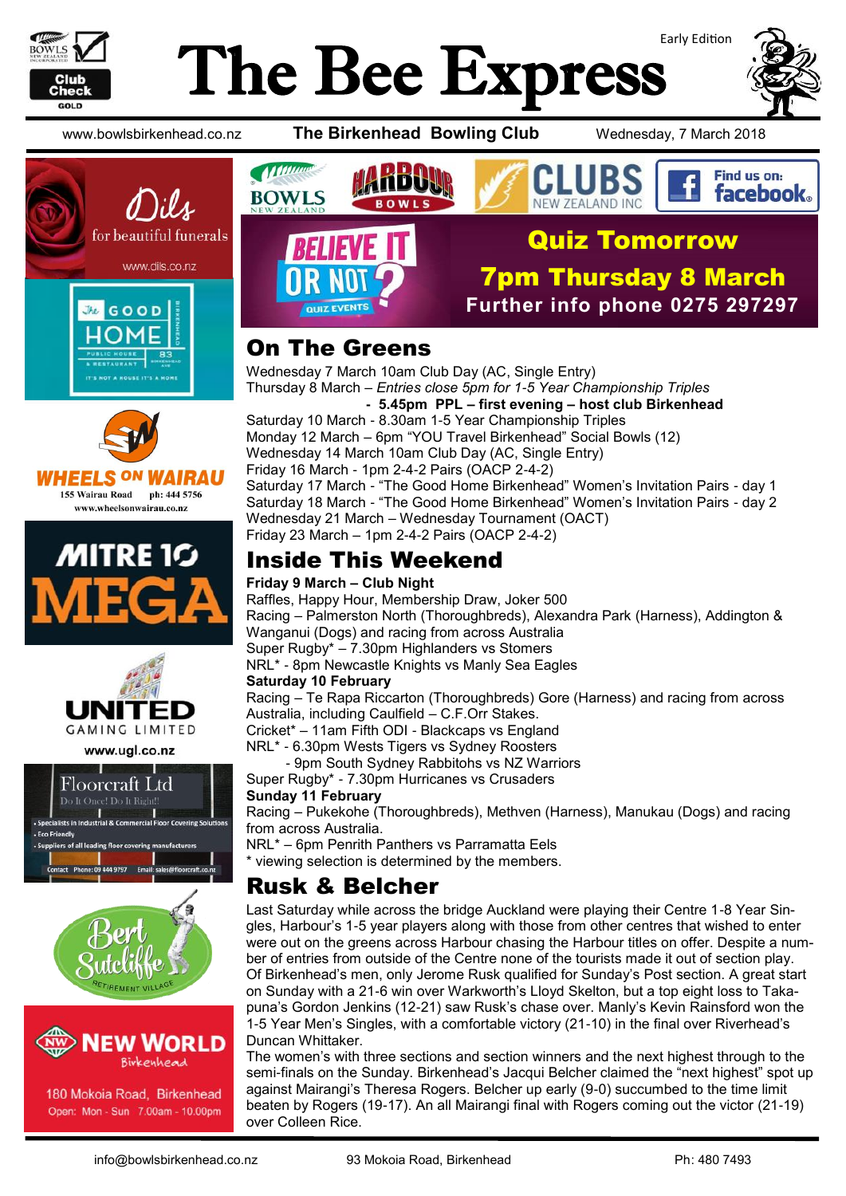# The Bee Express

Early Edition

www.bowlsbirkenhead.co.nz **The Birkenhead Bowling Club** Wednesday, 7 March 2018

Dils for beautiful funerals www.dils.co.nz

The Good Home Birkenhead

Wheels on Wairau 155 Wairau Road ph: 444 5756 www.wheelsonwairau.co.nz

Mitre 10 MEGA

United Gaming Limited www.ugl.co.nz

Floorcraft Ltd Do It Once! Do It Right!!
- Specialists in Industrial & Commercial Floor Covering Solutions
- Eco Friendly
- Suppliers of all leading floor covering manufacturers

Contact Phone: 09 444 9757 Email: sales@floorcraft.co.nz

Bert Sutcliffe Retirement Village

New World Birkenhead 180 Mokoia Road, Birkenhead Open: Mon - Sun 7.00am - 10.00pm

Bowls New Zealand · Harbour Bowls · Clubs New Zealand Inc · Find us on: facebook

Believe It or Not? Quiz Events

**Quiz Tomorrow**
**7pm Thursday 8 March**
**Further info phone 0275 297297**

## On The Greens

Wednesday 7 March 10am Club Day (AC, Single Entry)
Thursday 8 March – *Entries close 5pm for 1-5 Year Championship Triples*
**- 5.45pm PPL – first evening – host club Birkenhead**
Saturday 10 March - 8.30am 1-5 Year Championship Triples
Monday 12 March – 6pm "YOU Travel Birkenhead" Social Bowls (12)
Wednesday 14 March 10am Club Day (AC, Single Entry)
Friday 16 March - 1pm 2-4-2 Pairs (OACP 2-4-2)
Saturday 17 March - "The Good Home Birkenhead" Women's Invitation Pairs - day 1
Saturday 18 March - "The Good Home Birkenhead" Women's Invitation Pairs - day 2
Wednesday 21 March – Wednesday Tournament (OACT)
Friday 23 March – 1pm 2-4-2 Pairs (OACP 2-4-2)

## Inside This Weekend

**Friday 9 March – Club Night**
Raffles, Happy Hour, Membership Draw, Joker 500
Racing – Palmerston North (Thoroughbreds), Alexandra Park (Harness), Addington & Wanganui (Dogs) and racing from across Australia
Super Rugby* – 7.30pm Highlanders vs Stomers
NRL* - 8pm Newcastle Knights vs Manly Sea Eagles
**Saturday 10 February**
Racing – Te Rapa Riccarton (Thoroughbreds) Gore (Harness) and racing from across Australia, including Caulfield – C.F.Orr Stakes.
Cricket* – 11am Fifth ODI - Blackcaps vs England
NRL* - 6.30pm Wests Tigers vs Sydney Roosters
- 9pm South Sydney Rabbitohs vs NZ Warriors
Super Rugby* - 7.30pm Hurricanes vs Crusaders
**Sunday 11 February**
Racing – Pukekohe (Thoroughbreds), Methven (Harness), Manukau (Dogs) and racing from across Australia.
NRL* – 6pm Penrith Panthers vs Parramatta Eels
* viewing selection is determined by the members.

## Rusk & Belcher

Last Saturday while across the bridge Auckland were playing their Centre 1-8 Year Singles, Harbour's 1-5 year players along with those from other centres that wished to enter were out on the greens across Harbour chasing the Harbour titles on offer. Despite a number of entries from outside of the Centre none of the tourists made it out of section play. Of Birkenhead's men, only Jerome Rusk qualified for Sunday's Post section. A great start on Sunday with a 21-6 win over Warkworth's Lloyd Skelton, but a top eight loss to Takapuna's Gordon Jenkins (12-21) saw Rusk's chase over. Manly's Kevin Rainsford won the 1-5 Year Men's Singles, with a comfortable victory (21-10) in the final over Riverhead's Duncan Whittaker.

The women's with three sections and section winners and the next highest through to the semi-finals on the Sunday. Birkenhead's Jacqui Belcher claimed the "next highest" spot up against Mairangi's Theresa Rogers. Belcher up early (9-0) succumbed to the time limit beaten by Rogers (19-17). An all Mairangi final with Rogers coming out the victor (21-19) over Colleen Rice.

info@bowlsbirkenhead.co.nz 93 Mokoia Road, Birkenhead Ph: 480 7493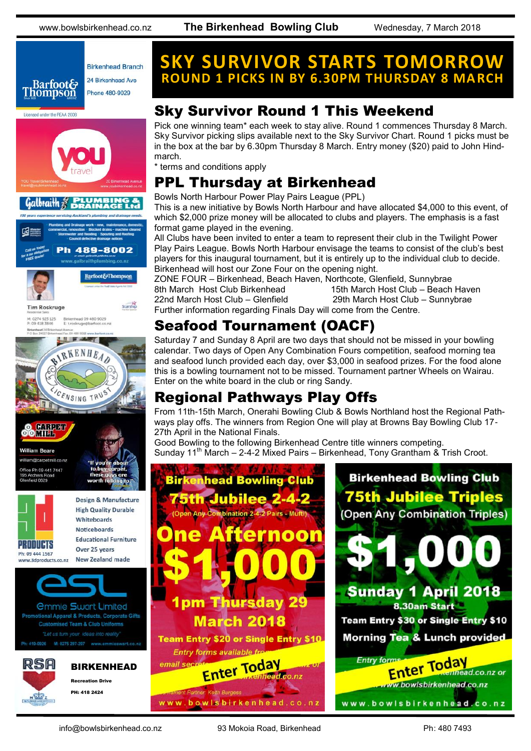# SKY SURVIVOR STARTS TOMORROW

## ROUND 1 PICKS IN BY 6.30PM THURSDAY 8 MARCH

## Sky Survivor Round 1 This Weekend

Pick one winning team* each week to stay alive. Round 1 commences Thursday 8 March. Sky Survivor picking slips available next to the Sky Survivor Chart. Round 1 picks must be in the box at the bar by 6.30pm Thursday 8 March. Entry money ($20) paid to John Hindmarch.

* terms and conditions apply

## PPL Thursday at Birkenhead

Bowls North Harbour Power Play Pairs League (PPL)

This is a new initiative by Bowls North Harbour and have allocated $4,000 to this event, of which $2,000 prize money will be allocated to clubs and players. The emphasis is a fast format game played in the evening.

All Clubs have been invited to enter a team to represent their club in the Twilight Power Play Pairs League. Bowls North Harbour envisage the teams to consist of the club's best players for this inaugural tournament, but it is entirely up to the individual club to decide. Birkenhead will host our Zone Four on the opening night.

ZONE FOUR – Birkenhead, Beach Haven, Northcote, Glenfield, Sunnybrae

8th March Host Club Birkenhead
15th March Host Club – Beach Haven
22nd March Host Club – Glenfield
29th March Host Club – Sunnybrae

Further information regarding Finals Day will come from the Centre.

## Seafood Tournament (OACF)

Saturday 7 and Sunday 8 April are two days that should not be missed in your bowling calendar. Two days of Open Any Combination Fours competition, seafood morning tea and seafood lunch provided each day, over $3,000 in seafood prizes. For the food alone this is a bowling tournament not to be missed. Tournament partner Wheels on Wairau. Enter on the white board in the club or ring Sandy.

## Regional Pathways Play Offs

From 11th-15th March, Onerahi Bowling Club & Bowls Northland host the Regional Pathways play offs. The winners from Region One will play at Browns Bay Bowling Club 17-27th April in the National Finals.

Good Bowling to the following Birkenhead Centre title winners competing.

Sunday 11th March – 2-4-2 Mixed Pairs – Birkenhead, Tony Grantham & Trish Croot.

**Birkenhead Bowling Club**
**75th Jubilee 2-4-2**
(Open Any Combination 2-4-2 Pairs - Mufti)
**One Afternoon**
**$1,000**
**1pm Thursday 29 March 2018**
Team Entry $20 or Single Entry $10
Entry forms available fro... email secreta... ...rkenhead.co.nz
Enter Today
...nament Partner Keith Burgess
www.bowlsbirkenhead.co.nz

**Birkenhead Bowling Club**
**75th Jubilee Triples**
(Open Any Combination Triples)
**$1,000**
**Sunday 1 April 2018**
8.30am Start
Team Entry $30 or Single Entry $10
Morning Tea & Lunch provided
Entry forms ... ...enhead.co.nz or www.bowlsbirkenhead.co.nz
Enter Today
www.bowlsbirkenhead.co.nz

Barfoot & Thompson — Birkenhead Branch, 24 Birkenhead Ave, Phone 480-9029. Licensed under the REAA 2008

YOU travel — YOU Travel Birkenhead, travel@youbirkenhead.co.nz, 20 Birkenhead Avenue, www.youbirkenhead.co.nz

Galbraith Plumbing & Drainage Ltd — Ph 489-8002, www.galbraithplumbing.co.nz

Tim Roskruge, Residential Sales, Barfoot & Thompson — M: 0274 923 125, P: 09 418 3846, Birkenhead 09 480 9029, E: t.roskruge@barfoot.co.nz

Birkenhead Licensing Trust

Carpet Mill — William Beare, william@carpetmill.co.nz, Office Ph 09 441 7447, 195 Archers Road, Glenfield 0629. "If you're about to buy carpet, these guys are worth talking to."

3D Products — Design & Manufacture, High Quality Durable, Whiteboards, Noticeboards, Educational Furniture, Over 25 years, New Zealand made. Ph: 09 444 1567, www.3dproducts.co.nz

ESL Emmie Swart Limited — Promotional Apparel & Products, Corporate Gifts, Customised Team & Club Uniforms. "Let us turn your ideas into reality". Ph: 419-0026, M: 0275 297-297, www.emmieswart.co.nz

RSA BIRKENHEAD — Recreation Drive, PH: 418 2424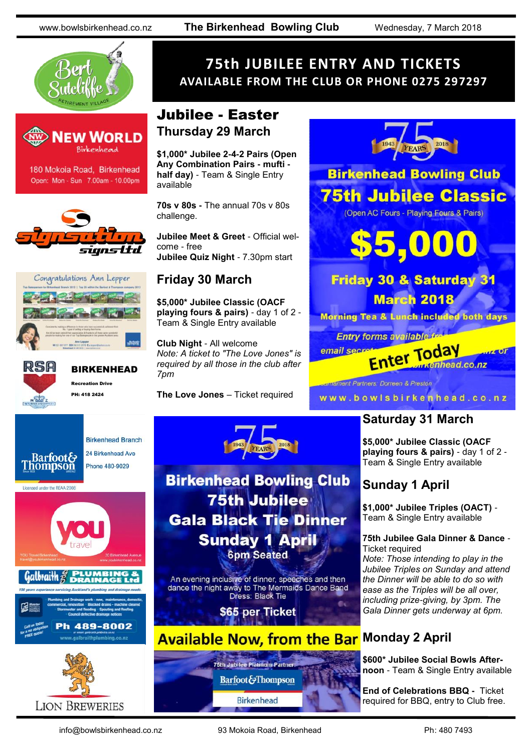# 75th JUBILEE ENTRY AND TICKETS

**AVAILABLE FROM THE CLUB OR PHONE 0275 297297**

## Jubilee - Easter

### Thursday 29 March

**$1,000* Jubilee 2-4-2 Pairs (Open Any Combination Pairs - mufti - half day)** - Team & Single Entry available

**70s v 80s -** The annual 70s v 80s challenge.

**Jubilee Meet & Greet** - Official welcome - free

**Jubilee Quiz Night** - 7.30pm start

### Friday 30 March

**$5,000* Jubilee Classic (OACF playing fours & pairs)** - day 1 of 2 - Team & Single Entry available

**Club Night** - All welcome

*Note: A ticket to "The Love Jones" is required by all those in the club after 7pm*

**The Love Jones** – Ticket required

### Saturday 31 March

**$5,000* Jubilee Classic (OACF playing fours & pairs)** - day 1 of 2 - Team & Single Entry available

### Sunday 1 April

**$1,000* Jubilee Triples (OACT)** - Team & Single Entry available

**75th Jubilee Gala Dinner & Dance** - Ticket required

*Note: Those intending to play in the Jubilee Triples on Sunday and attend the Dinner will be able to do so with ease as the Triples will be all over, including prize-giving, by 3pm. The Gala Dinner gets underway at 6pm.*

### Monday 2 April

**$600* Jubilee Social Bowls Afternoon** - Team & Single Entry available

**End of Celebrations BBQ -** Ticket required for BBQ, entry to Club free.

---

1943 75 YEARS 2018

**Birkenhead Bowling Club**

**75th Jubilee Classic**

(Open AC Fours - Playing Fours & Pairs)

**$5,000**

**Friday 30 & Saturday 31 March 2018**

**Morning Tea & Lunch included both days**

Entry forms available from ... email secretary ... birkenhead.co.nz

**Enter Today**

Tournament Partners: Dorreen & Preston

www.bowlsbirkenhead.co.nz

---

1943 75 YEARS 2018

**Birkenhead Bowling Club**

**75th Jubilee Gala Black Tie Dinner**

**Sunday 1 April**

**6pm Seated**

An evening inclusive of dinner, speeches and then dance the night away to The Mermaids Dance Band

Dress: Black Tie

**$65 per Ticket**

**Available Now, from the Bar**

75th Jubilee Platinum Partner: Barfoot&Thompson Birkenhead

---

Bert Sutcliffe Retirement Village

New World Birkenhead — 180 Mokoia Road, Birkenhead — Open: Mon - Sun 7.00am - 10.00pm

Signsation Signs Ltd

Congratulations Ann Lepper

RSA **BIRKENHEAD** — Recreation Drive — PH: 418 2424

Barfoot&Thompson — Birkenhead Branch — 24 Birkenhead Ave — Phone 480-9029 — Licensed under the REAA 2008

You Travel — YOU Travel Birkenhead travel@youbirkenhead.co.nz — 20 Birkenhead Avenue www.youbirkenhead.co.nz

Galbraith Plumbing & Drainage Ltd — 100 years experience servicing Auckland's plumbing and drainage needs. — Ph 489-8002 — www.galbraithplumbing.co.nz

Lion Breweries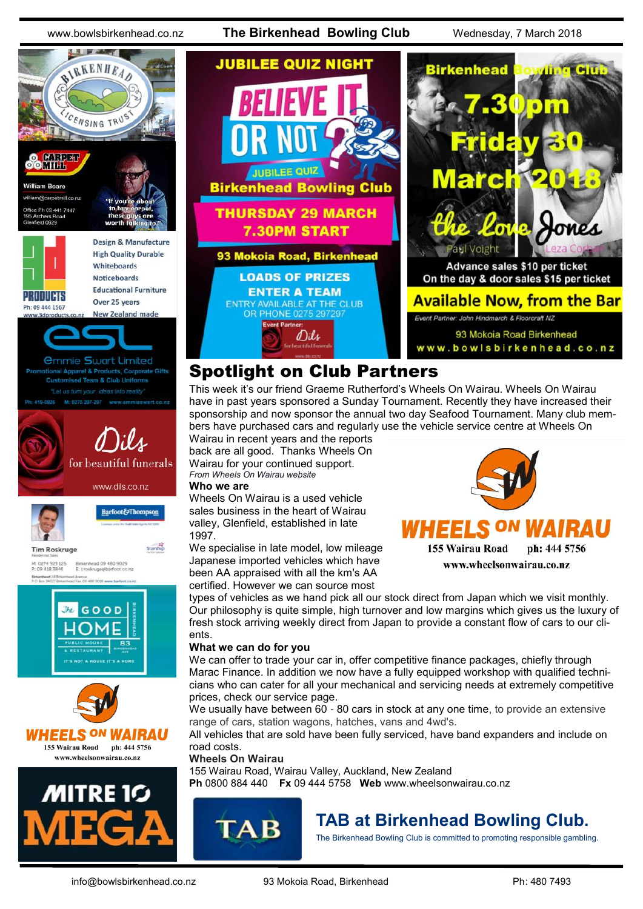JUBILEE QUIZ NIGHT

BELIEVE IT OR NOT

JUBILEE QUIZ

Birkenhead Bowling Club

THURSDAY 29 MARCH 7.30PM START

93 Mokoia Road, Birkenhead

LOADS OF PRIZES

ENTER A TEAM

ENTRY AVAILABLE AT THE CLUB OR PHONE 0275 297297

Event Partner: Dils for beautiful funerals

Birkenhead Bowling Club

7.30pm Friday 30 March 2018

the Love Jones

Paul Voight Leza Corban

Advance sales $10 per ticket

On the day & door sales $15 per ticket

Available Now, from the Bar

Event Partner: John Hindmarch & Floorcraft NZ

93 Mokoia Road Birkenhead

www.bowlsbirkenhead.co.nz

# Spotlight on Club Partners

This week it's our friend Graeme Rutherford's Wheels On Wairau. Wheels On Wairau have in past years sponsored a Sunday Tournament. Recently they have increased their sponsorship and now sponsor the annual two day Seafood Tournament. Many club members have purchased cars and regularly use the vehicle service centre at Wheels On Wairau in recent years and the reports back are all good. Thanks Wheels On Wairau for your continued support.

*From Wheels On Wairau website*

**Who we are**

Wheels On Wairau is a used vehicle sales business in the heart of Wairau valley, Glenfield, established in late 1997.

We specialise in late model, low mileage Japanese imported vehicles which have been AA appraised with all the km's AA certified. However we can source most types of vehicles as we hand pick all our stock direct from Japan which we visit monthly. Our philosophy is quite simple, high turnover and low margins which gives us the luxury of fresh stock arriving weekly direct from Japan to provide a constant flow of cars to our clients.

WHEELS ON WAIRAU
155 Wairau Road ph: 444 5756
www.wheelsonwairau.co.nz

**What we can do for you**

We can offer to trade your car in, offer competitive finance packages, chiefly through Marac Finance. In addition we now have a fully equipped workshop with qualified technicians who can cater for all your mechanical and servicing needs at extremely competitive prices, check our service page.

We usually have between 60 - 80 cars in stock at any one time, to provide an extensive range of cars, station wagons, hatches, vans and 4wd's.

All vehicles that are sold have been fully serviced, have band expanders and include on road costs.

**Wheels On Wairau**

155 Wairau Road, Wairau Valley, Auckland, New Zealand

**Ph** 0800 884 440 **Fx** 09 444 5758 **Web** www.wheelsonwairau.co.nz

## TAB at Birkenhead Bowling Club.

The Birkenhead Bowling Club is committed to promoting responsible gambling.

Birkenhead Licensing Trust

Carpet Mill — William Beare — william@carpetmill.co.nz — Office Ph 09 441 7447 — 195 Archers Road Glenfield 0629 — "If you're about to buy carpet, these guys are worth talking to."

3D Products — Ph: 09 444 1567 — www.3dproducts.co.nz — Design & Manufacture, High Quality Durable Whiteboards, Noticeboards, Educational Furniture, Over 25 years, New Zealand made

ESL — Emmie Swart Limited — Promotional Apparel & Products, Corporate Gifts, Customised Team & Club Uniforms — "Let us turn your ideas into reality" — Ph: 419-0926 M: 0275 297-297 www.emmieswart.co.nz

Dils for beautiful funerals — www.dils.co.nz

Barfoot & Thompson — Tim Roskruge — M: 0274 923 125 P: 09 418 3846 — Birkenhead 09 480 9029 — E: troskruge@barfoot.co.nz

The Good Home — Public House & Restaurant — 83 Birkenhead Ave — It's not a house it's a home

WHEELS ON WAIRAU — 155 Wairau Road ph: 444 5756 — www.wheelsonwairau.co.nz

MITRE 10 MEGA